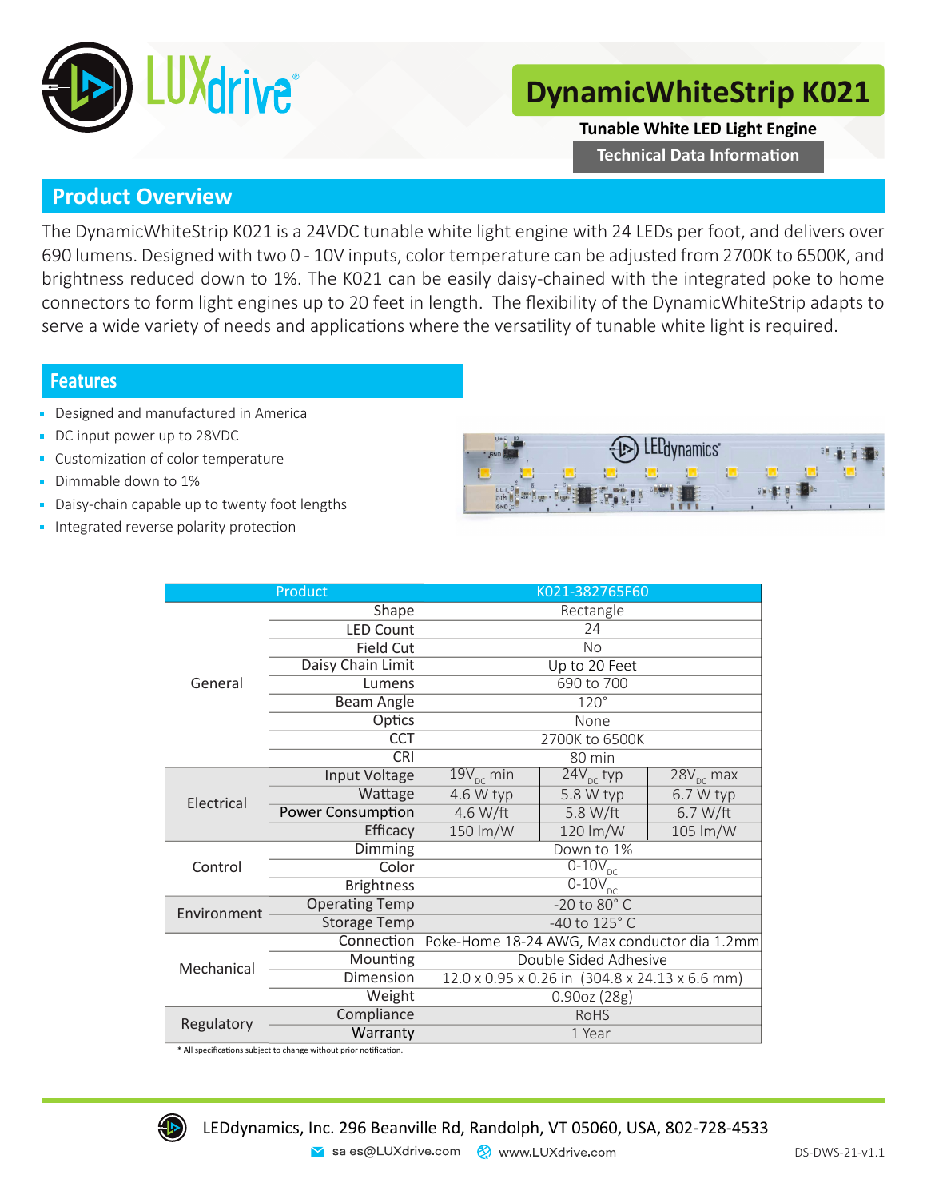# DynamicWhiteStrip K021

**Tunable White LED Light Engine**

**Technical Data Information**

## Product Overview

The DynamicWhiteStrip K021 is a 24VDC tunable white light engine with 24 LEDs per foot, and delivers over 690 lumens. Designed with two 0 - 10V inputs, color temperature can be adjusted from 2700K to 6500K, and brightness reduced down to 1%. The K021 can be easily daisy-chained with the integrated poke to home connectors to form light engines up to 20 feet in length. The flexibility of the DynamicWhiteStrip adapts to serve a wide variety of needs and applications where the versatility of tunable white light is required.

## Features

- Designed and manufactured in America
- DC input power up to 28VDC
- Customization of color temperature
- Dimmable down to 1%
- Daisy-chain capable up to twenty foot lengths
- Integrated reverse polarity protection

| Product | | K021-382765F60 | | |
|---|---|---|---|---|
| General | Shape | Rectangle | | |
| | LED Count | 24 | | |
| | Field Cut | No | | |
| | Daisy Chain Limit | Up to 20 Feet | | |
| | Lumens | 690 to 700 | | |
| | Beam Angle | 120° | | |
| | Optics | None | | |
| | CCT | 2700K to 6500K | | |
| | CRI | 80 min | | |
| Electrical | Input Voltage | $19V_{DC}$ min | $24V_{DC}$ typ | $28V_{DC}$ max |
| | Wattage | 4.6 W typ | 5.8 W typ | 6.7 W typ |
| | Power Consumption | 4.6 W/ft | 5.8 W/ft | 6.7 W/ft |
| | Efficacy | 150 lm/W | 120 lm/W | 105 lm/W |
| Control | Dimming | Down to 1% | | |
| | Color | $0\text{-}10V_{DC}$ | | |
| | Brightness | $0\text{-}10V_{DC}$ | | |
| Environment | Operating Temp | -20 to 80° C | | |
| | Storage Temp | -40 to 125° C | | |
| Mechanical | Connection | Poke-Home 18-24 AWG, Max conductor dia 1.2mm | | |
| | Mounting | Double Sided Adhesive | | |
| | Dimension | 12.0 x 0.95 x 0.26 in (304.8 x 24.13 x 6.6 mm) | | |
| | Weight | 0.90oz (28g) | | |
| Regulatory | Compliance | RoHS | | |
| | Warranty | 1 Year | | |

\* All specifications subject to change without prior notification.

LEDdynamics, Inc. 296 Beanville Rd, Randolph, VT 05060, USA, 802-728-4533

sales@LUXdrive.com www.LUXdrive.com

DS-DWS-21-v1.1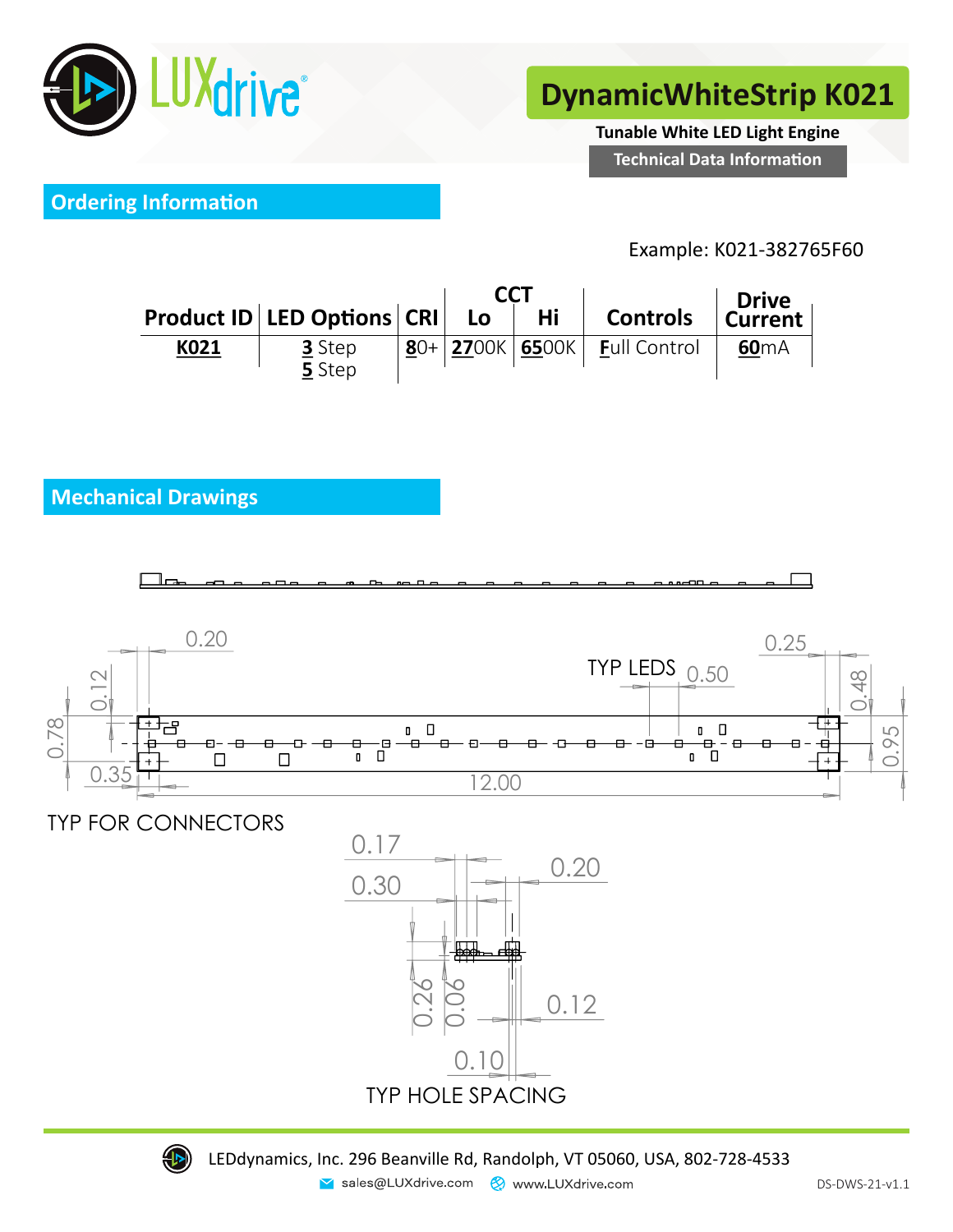# DynamicWhiteStrip K021

**Tunable White LED Light Engine**

**Technical Data Information**

## Ordering Information

Example: K021-382765F60

| Product ID | LED Options | CRI | CCT Lo | CCT Hi | Controls | Drive Current |
|---|---|---|---|---|---|---|
| **K021** | **3** Step<br>**5** Step | **8**0+ | **27**00K | **65**00K | **F**ull Control | **60**mA |

## Mechanical Drawings

0.20
0.25
TYP LEDS
0.50
0.12
0.48
0.78
0.95
0.35
12.00

TYP FOR CONNECTORS

0.17
0.30
0.20
0.26
0.06
0.12
0.10

TYP HOLE SPACING

LEDdynamics, Inc. 296 Beanville Rd, Randolph, VT 05060, USA, 802-728-4533

sales@LUXdrive.com www.LUXdrive.com

DS-DWS-21-v1.1